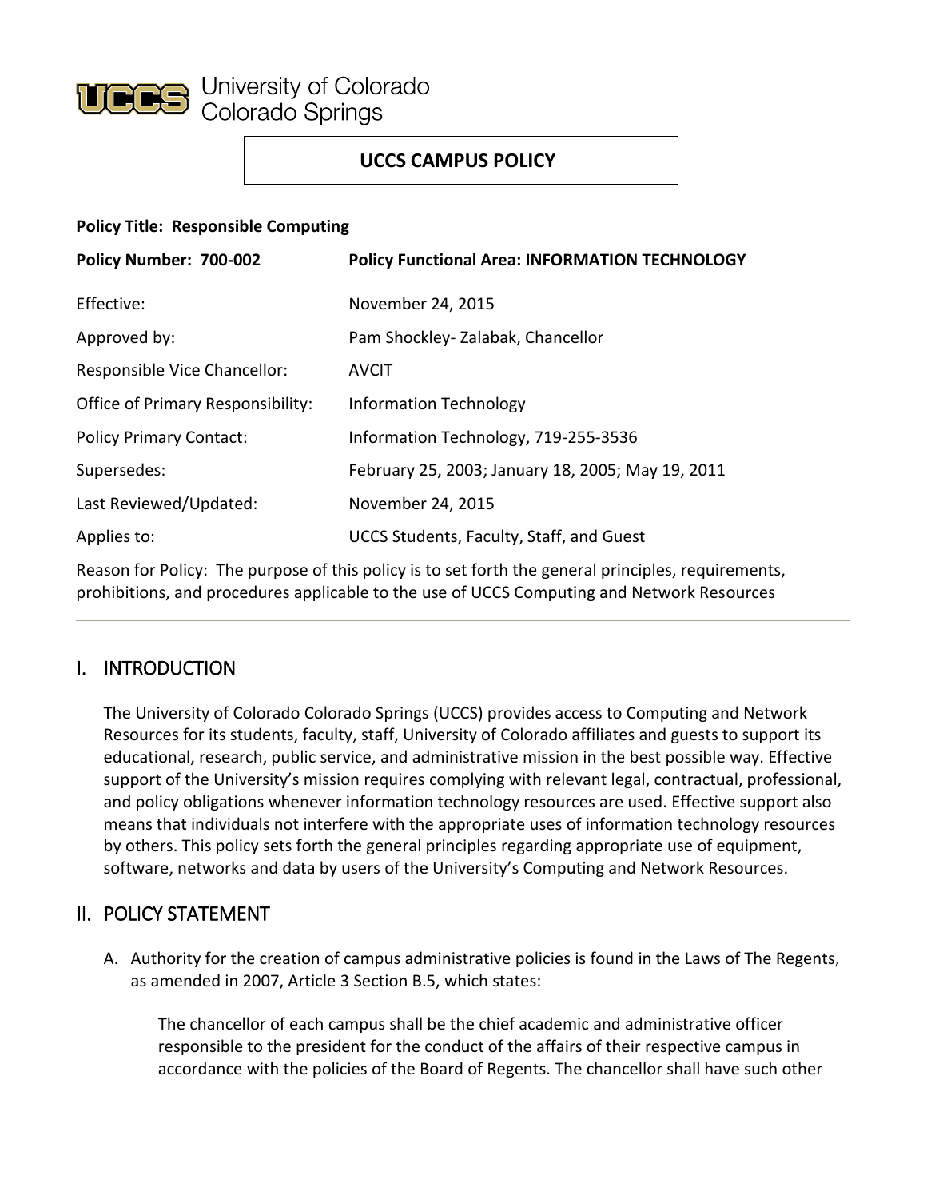University of Colorado Colorado Springs

**UCCS CAMPUS POLICY**

**Policy Title: Responsible Computing**

| **Policy Number: 700-002** | **Policy Functional Area: INFORMATION TECHNOLOGY** |
|---|---|
| Effective: | November 24, 2015 |
| Approved by: | Pam Shockley- Zalabak, Chancellor |
| Responsible Vice Chancellor: | AVCIT |
| Office of Primary Responsibility: | Information Technology |
| Policy Primary Contact: | Information Technology, 719-255-3536 |
| Supersedes: | February 25, 2003; January 18, 2005; May 19, 2011 |
| Last Reviewed/Updated: | November 24, 2015 |
| Applies to: | UCCS Students, Faculty, Staff, and Guest |

Reason for Policy: The purpose of this policy is to set forth the general principles, requirements, prohibitions, and procedures applicable to the use of UCCS Computing and Network Resources

---

## I. INTRODUCTION

The University of Colorado Colorado Springs (UCCS) provides access to Computing and Network Resources for its students, faculty, staff, University of Colorado affiliates and guests to support its educational, research, public service, and administrative mission in the best possible way. Effective support of the University's mission requires complying with relevant legal, contractual, professional, and policy obligations whenever information technology resources are used. Effective support also means that individuals not interfere with the appropriate uses of information technology resources by others. This policy sets forth the general principles regarding appropriate use of equipment, software, networks and data by users of the University's Computing and Network Resources.

## II. POLICY STATEMENT

A. Authority for the creation of campus administrative policies is found in the Laws of The Regents, as amended in 2007, Article 3 Section B.5, which states:

> The chancellor of each campus shall be the chief academic and administrative officer responsible to the president for the conduct of the affairs of their respective campus in accordance with the policies of the Board of Regents. The chancellor shall have such other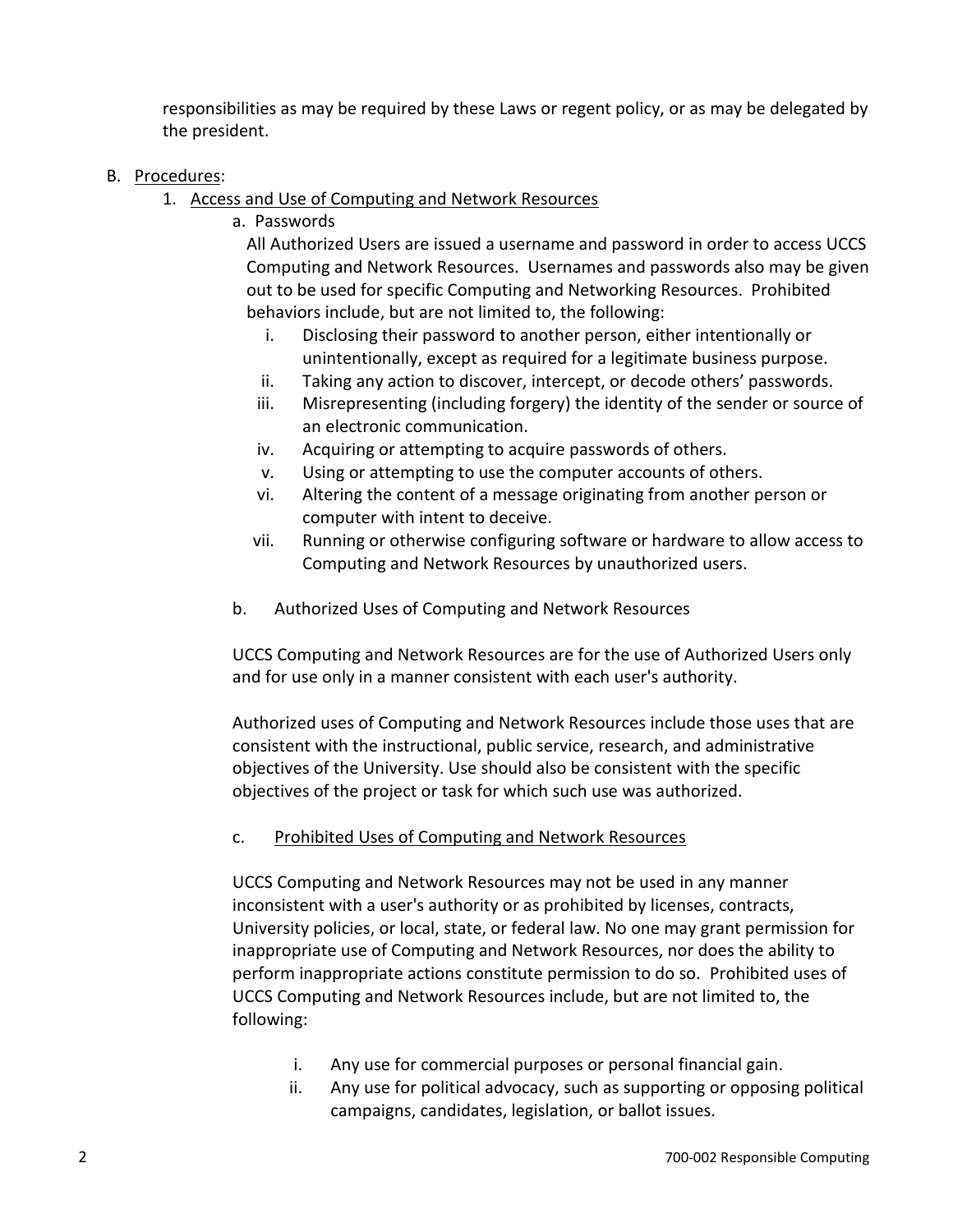responsibilities as may be required by these Laws or regent policy, or as may be delegated by the president.

B. Procedures:

1. Access and Use of Computing and Network Resources

a. Passwords

All Authorized Users are issued a username and password in order to access UCCS Computing and Network Resources. Usernames and passwords also may be given out to be used for specific Computing and Networking Resources. Prohibited behaviors include, but are not limited to, the following:

i. Disclosing their password to another person, either intentionally or unintentionally, except as required for a legitimate business purpose.
ii. Taking any action to discover, intercept, or decode others' passwords.
iii. Misrepresenting (including forgery) the identity of the sender or source of an electronic communication.
iv. Acquiring or attempting to acquire passwords of others.
v. Using or attempting to use the computer accounts of others.
vi. Altering the content of a message originating from another person or computer with intent to deceive.
vii. Running or otherwise configuring software or hardware to allow access to Computing and Network Resources by unauthorized users.

b. Authorized Uses of Computing and Network Resources

UCCS Computing and Network Resources are for the use of Authorized Users only and for use only in a manner consistent with each user's authority.

Authorized uses of Computing and Network Resources include those uses that are consistent with the instructional, public service, research, and administrative objectives of the University. Use should also be consistent with the specific objectives of the project or task for which such use was authorized.

c. Prohibited Uses of Computing and Network Resources

UCCS Computing and Network Resources may not be used in any manner inconsistent with a user's authority or as prohibited by licenses, contracts, University policies, or local, state, or federal law. No one may grant permission for inappropriate use of Computing and Network Resources, nor does the ability to perform inappropriate actions constitute permission to do so. Prohibited uses of UCCS Computing and Network Resources include, but are not limited to, the following:

i. Any use for commercial purposes or personal financial gain.
ii. Any use for political advocacy, such as supporting or opposing political campaigns, candidates, legislation, or ballot issues.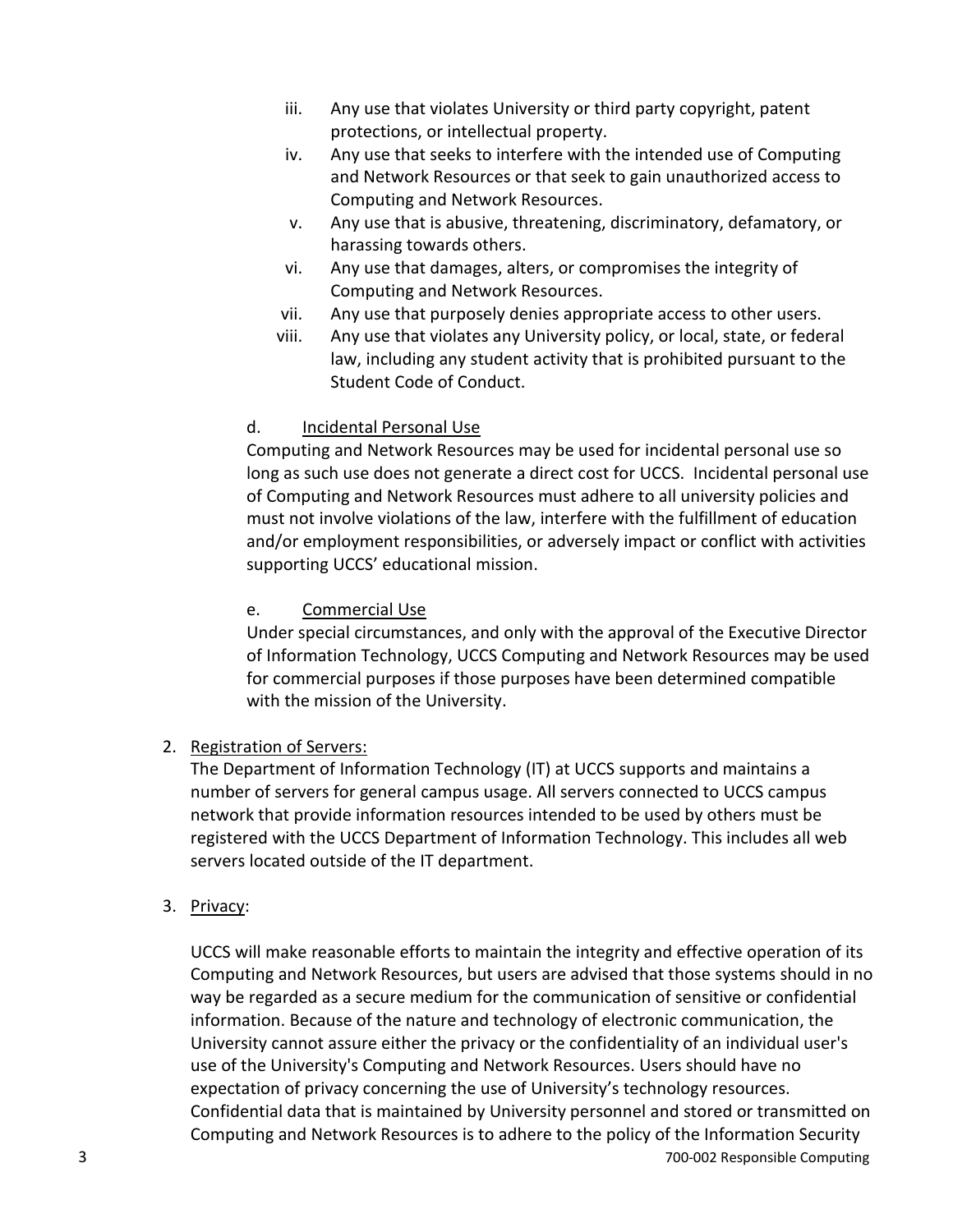iii. Any use that violates University or third party copyright, patent protections, or intellectual property.
iv. Any use that seeks to interfere with the intended use of Computing and Network Resources or that seek to gain unauthorized access to Computing and Network Resources.
v. Any use that is abusive, threatening, discriminatory, defamatory, or harassing towards others.
vi. Any use that damages, alters, or compromises the integrity of Computing and Network Resources.
vii. Any use that purposely denies appropriate access to other users.
viii. Any use that violates any University policy, or local, state, or federal law, including any student activity that is prohibited pursuant to the Student Code of Conduct.

d. <u>Incidental Personal Use</u>

Computing and Network Resources may be used for incidental personal use so long as such use does not generate a direct cost for UCCS. Incidental personal use of Computing and Network Resources must adhere to all university policies and must not involve violations of the law, interfere with the fulfillment of education and/or employment responsibilities, or adversely impact or conflict with activities supporting UCCS' educational mission.

e. <u>Commercial Use</u>

Under special circumstances, and only with the approval of the Executive Director of Information Technology, UCCS Computing and Network Resources may be used for commercial purposes if those purposes have been determined compatible with the mission of the University.

2. <u>Registration of Servers:</u>

The Department of Information Technology (IT) at UCCS supports and maintains a number of servers for general campus usage. All servers connected to UCCS campus network that provide information resources intended to be used by others must be registered with the UCCS Department of Information Technology. This includes all web servers located outside of the IT department.

3. <u>Privacy</u>:

UCCS will make reasonable efforts to maintain the integrity and effective operation of its Computing and Network Resources, but users are advised that those systems should in no way be regarded as a secure medium for the communication of sensitive or confidential information. Because of the nature and technology of electronic communication, the University cannot assure either the privacy or the confidentiality of an individual user's use of the University's Computing and Network Resources. Users should have no expectation of privacy concerning the use of University's technology resources. Confidential data that is maintained by University personnel and stored or transmitted on Computing and Network Resources is to adhere to the policy of the Information Security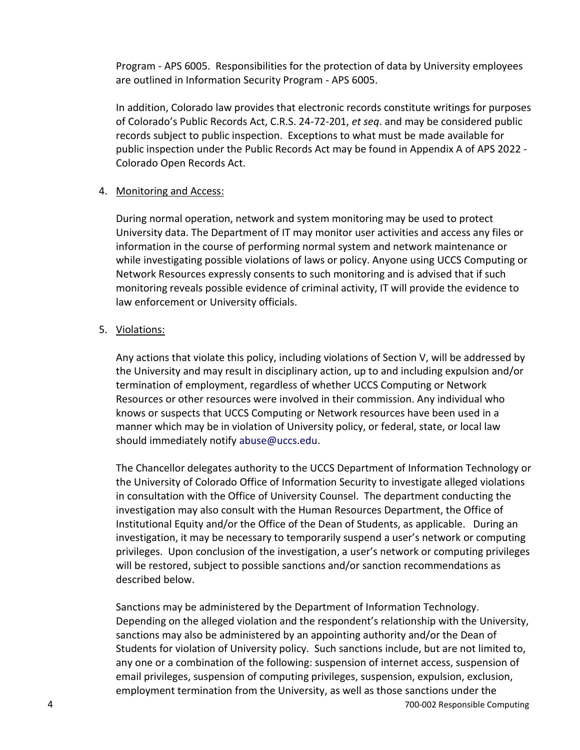Program - APS 6005. Responsibilities for the protection of data by University employees are outlined in Information Security Program - APS 6005.

In addition, Colorado law provides that electronic records constitute writings for purposes of Colorado's Public Records Act, C.R.S. 24-72-201, *et seq*. and may be considered public records subject to public inspection. Exceptions to what must be made available for public inspection under the Public Records Act may be found in Appendix A of APS 2022 - Colorado Open Records Act.

4. Monitoring and Access:

   During normal operation, network and system monitoring may be used to protect University data. The Department of IT may monitor user activities and access any files or information in the course of performing normal system and network maintenance or while investigating possible violations of laws or policy. Anyone using UCCS Computing or Network Resources expressly consents to such monitoring and is advised that if such monitoring reveals possible evidence of criminal activity, IT will provide the evidence to law enforcement or University officials.

5. Violations:

   Any actions that violate this policy, including violations of Section V, will be addressed by the University and may result in disciplinary action, up to and including expulsion and/or termination of employment, regardless of whether UCCS Computing or Network Resources or other resources were involved in their commission. Any individual who knows or suspects that UCCS Computing or Network resources have been used in a manner which may be in violation of University policy, or federal, state, or local law should immediately notify abuse@uccs.edu.

   The Chancellor delegates authority to the UCCS Department of Information Technology or the University of Colorado Office of Information Security to investigate alleged violations in consultation with the Office of University Counsel. The department conducting the investigation may also consult with the Human Resources Department, the Office of Institutional Equity and/or the Office of the Dean of Students, as applicable. During an investigation, it may be necessary to temporarily suspend a user's network or computing privileges. Upon conclusion of the investigation, a user's network or computing privileges will be restored, subject to possible sanctions and/or sanction recommendations as described below.

   Sanctions may be administered by the Department of Information Technology. Depending on the alleged violation and the respondent's relationship with the University, sanctions may also be administered by an appointing authority and/or the Dean of Students for violation of University policy. Such sanctions include, but are not limited to, any one or a combination of the following: suspension of internet access, suspension of email privileges, suspension of computing privileges, suspension, expulsion, exclusion, employment termination from the University, as well as those sanctions under the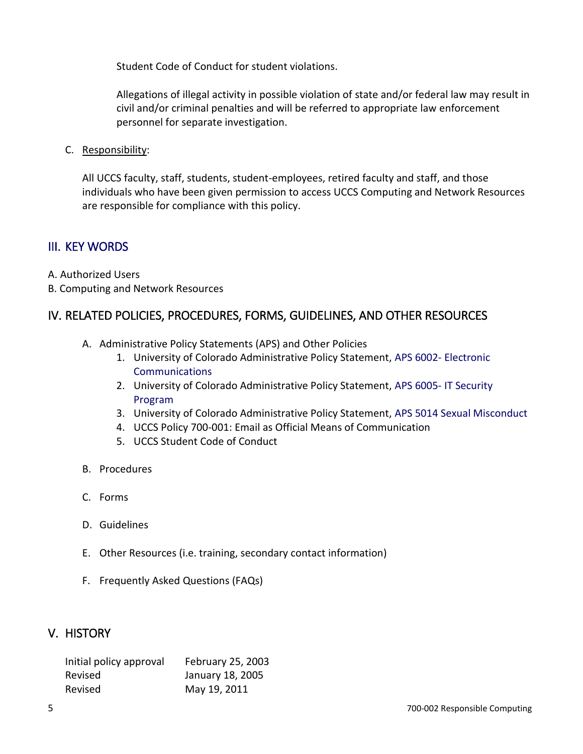Student Code of Conduct for student violations.

Allegations of illegal activity in possible violation of state and/or federal law may result in civil and/or criminal penalties and will be referred to appropriate law enforcement personnel for separate investigation.

C. Responsibility:

All UCCS faculty, staff, students, student-employees, retired faculty and staff, and those individuals who have been given permission to access UCCS Computing and Network Resources are responsible for compliance with this policy.

## III. KEY WORDS

A. Authorized Users
B. Computing and Network Resources

## IV. RELATED POLICIES, PROCEDURES, FORMS, GUIDELINES, AND OTHER RESOURCES

A. Administrative Policy Statements (APS) and Other Policies
   1. University of Colorado Administrative Policy Statement, APS 6002- Electronic Communications
   2. University of Colorado Administrative Policy Statement, APS 6005- IT Security Program
   3. University of Colorado Administrative Policy Statement, APS 5014 Sexual Misconduct
   4. UCCS Policy 700-001: Email as Official Means of Communication
   5. UCCS Student Code of Conduct

B. Procedures

C. Forms

D. Guidelines

E. Other Resources (i.e. training, secondary contact information)

F. Frequently Asked Questions (FAQs)

## V. HISTORY

| | |
|---|---|
| Initial policy approval | February 25, 2003 |
| Revised | January 18, 2005 |
| Revised | May 19, 2011 |